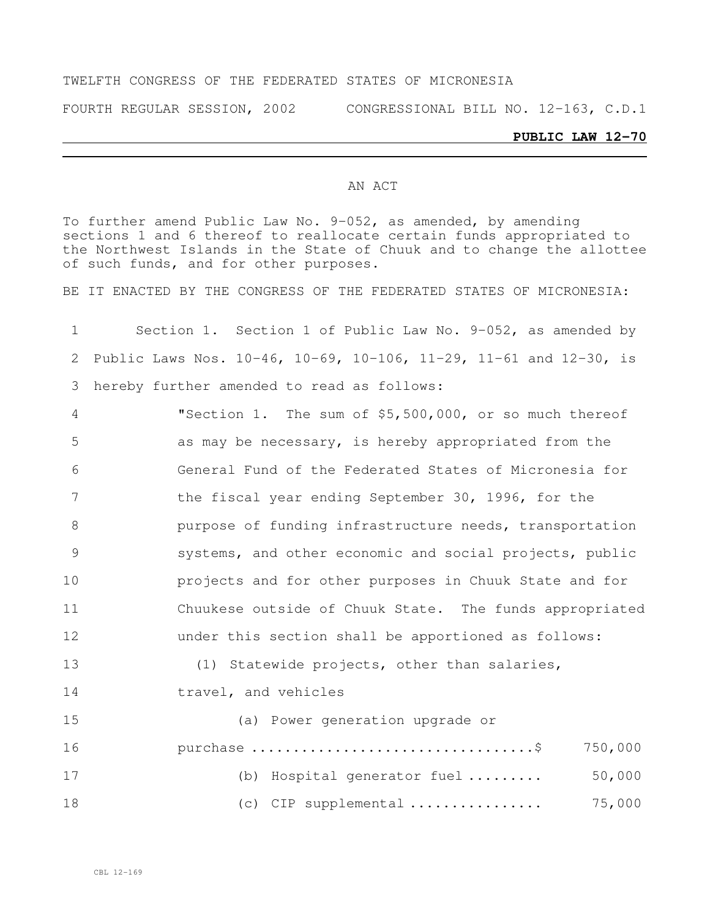TWELFTH CONGRESS OF THE FEDERATED STATES OF MICRONESIA

FOURTH REGULAR SESSION, 2002 CONGRESSIONAL BILL NO. 12-163, C.D.1

**PUBLIC LAW 12-70**

AN ACT

To further amend Public Law No. 9-052, as amended, by amending sections 1 and 6 thereof to reallocate certain funds appropriated to the Northwest Islands in the State of Chuuk and to change the allottee of such funds, and for other purposes.

BE IT ENACTED BY THE CONGRESS OF THE FEDERATED STATES OF MICRONESIA:

1 Section 1. Section 1 of Public Law No. 9-052, as amended by
2 Public Laws Nos. 10-46, 10-69, 10-106, 11-29, 11-61 and 12-30, is
3 hereby further amended to read as follows:

4 "Section 1. The sum of $5,500,000, or so much thereof
5 as may be necessary, is hereby appropriated from the
6 General Fund of the Federated States of Micronesia for
7 the fiscal year ending September 30, 1996, for the
8 purpose of funding infrastructure needs, transportation
9 systems, and other economic and social projects, public
10 projects and for other purposes in Chuuk State and for
11 Chuukese outside of Chuuk State. The funds appropriated
12 under this section shall be apportioned as follows:

13 (1) Statewide projects, other than salaries,
14 travel, and vehicles

15 (a) Power generation upgrade or
16 purchase ................................$ 750,000

17 (b) Hospital generator fuel ......... 50,000

18 (c) CIP supplemental ................ 75,000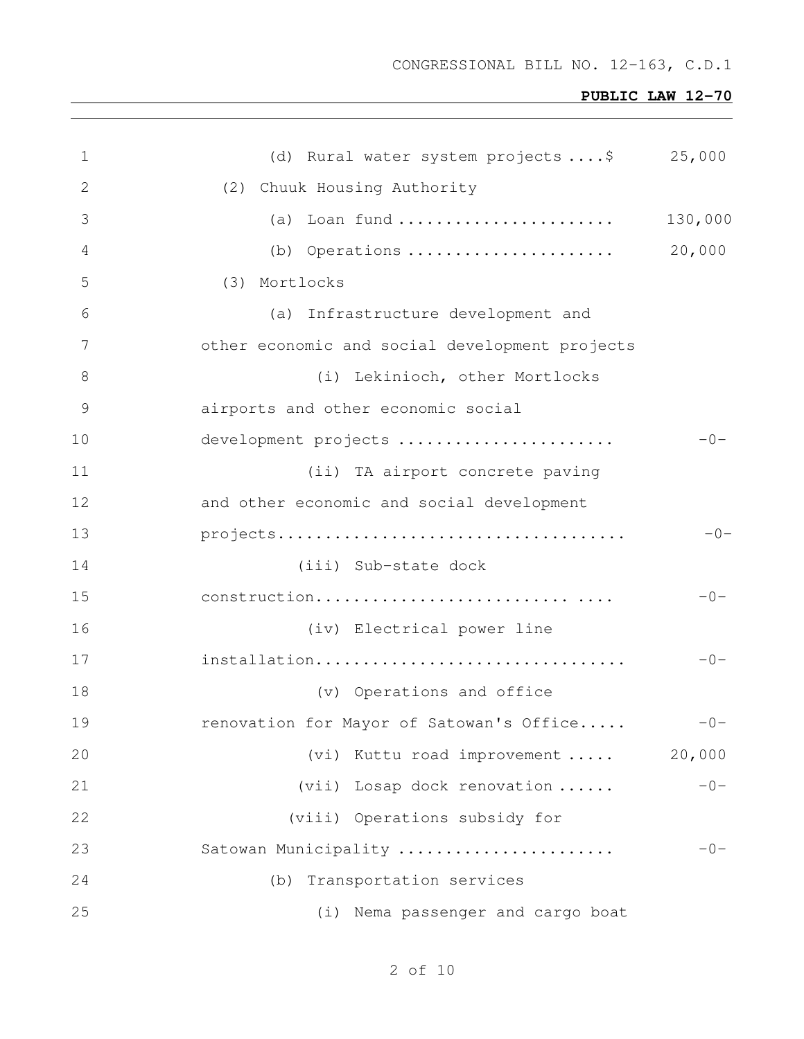(d) Rural water system projects ....$ 25,000

(2) Chuuk Housing Authority

(a) Loan fund ....................... 130,000

(b) Operations ...................... 20,000

(3) Mortlocks

(a) Infrastructure development and other economic and social development projects

(i) Lekinioch, other Mortlocks airports and other economic social development projects ....................... -0-

(ii) TA airport concrete paving and other economic and social development projects.................................... -0-

(iii) Sub-state dock construction........................... .... -0-

(iv) Electrical power line installation................................ -0-

(v) Operations and office renovation for Mayor of Satowan's Office..... -0-

(vi) Kuttu road improvement ..... 20,000

(vii) Losap dock renovation ...... -0-

(viii) Operations subsidy for Satowan Municipality ...................... -0-

(b) Transportation services

(i) Nema passenger and cargo boat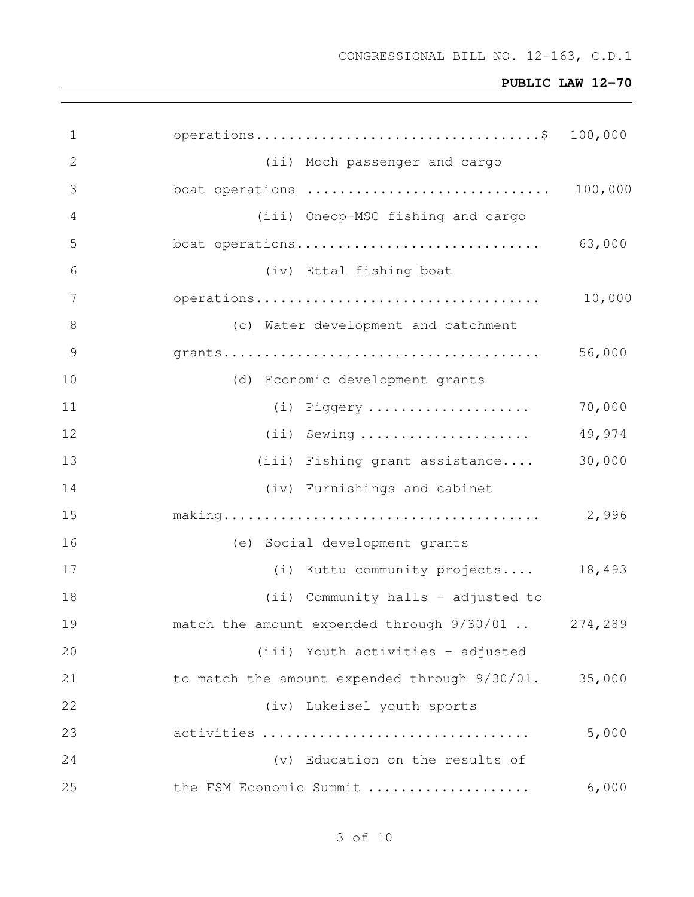operations.................................$ 100,000

(ii) Moch passenger and cargo boat operations ............................ 100,000

(iii) Oneop-MSC fishing and cargo boat operations............................ 63,000

(iv) Ettal fishing boat operations.................................. 10,000

(c) Water development and catchment grants...................................... 56,000

(d) Economic development grants

(i) Piggery .................... 70,000

(ii) Sewing ..................... 49,974

(iii) Fishing grant assistance.... 30,000

(iv) Furnishings and cabinet making...................................... 2,996

(e) Social development grants

(i) Kuttu community projects.... 18,493

(ii) Community halls - adjusted to match the amount expended through 9/30/01 .. 274,289

(iii) Youth activities - adjusted to match the amount expended through 9/30/01. 35,000

(iv) Lukeisel youth sports activities ................................ 5,000

(v) Education on the results of the FSM Economic Summit ................... 6,000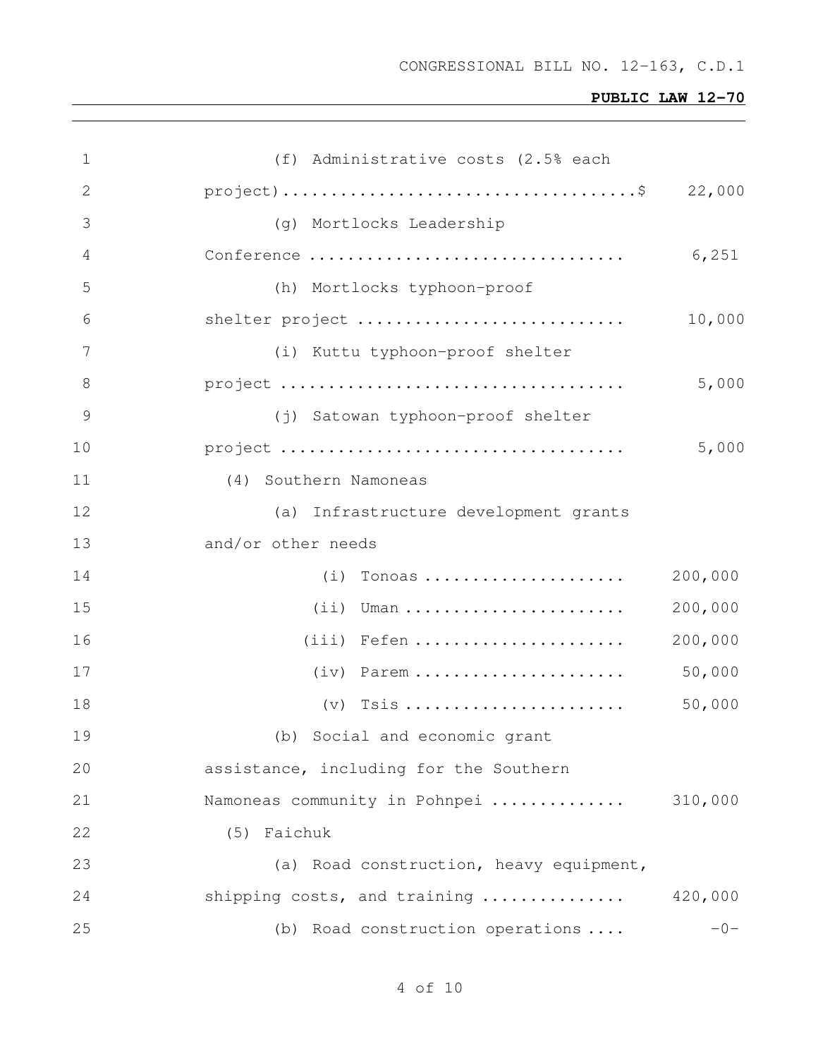(f) Administrative costs (2.5% each project).....................................$ 22,000

(g) Mortlocks Leadership Conference ................................. 6,251

(h) Mortlocks typhoon-proof shelter project ............................ 10,000

(i) Kuttu typhoon-proof shelter project .................................... 5,000

(j) Satowan typhoon-proof shelter project .................................... 5,000

(4) Southern Namoneas

(a) Infrastructure development grants and/or other needs

(i) Tonoas ..................... 200,000

(ii) Uman ....................... 200,000

(iii) Fefen ...................... 200,000

(iv) Parem ...................... 50,000

(v) Tsis ....................... 50,000

(b) Social and economic grant assistance, including for the Southern Namoneas community in Pohnpei .............. 310,000

(5) Faichuk

(a) Road construction, heavy equipment, shipping costs, and training ............... 420,000

(b) Road construction operations .... -0-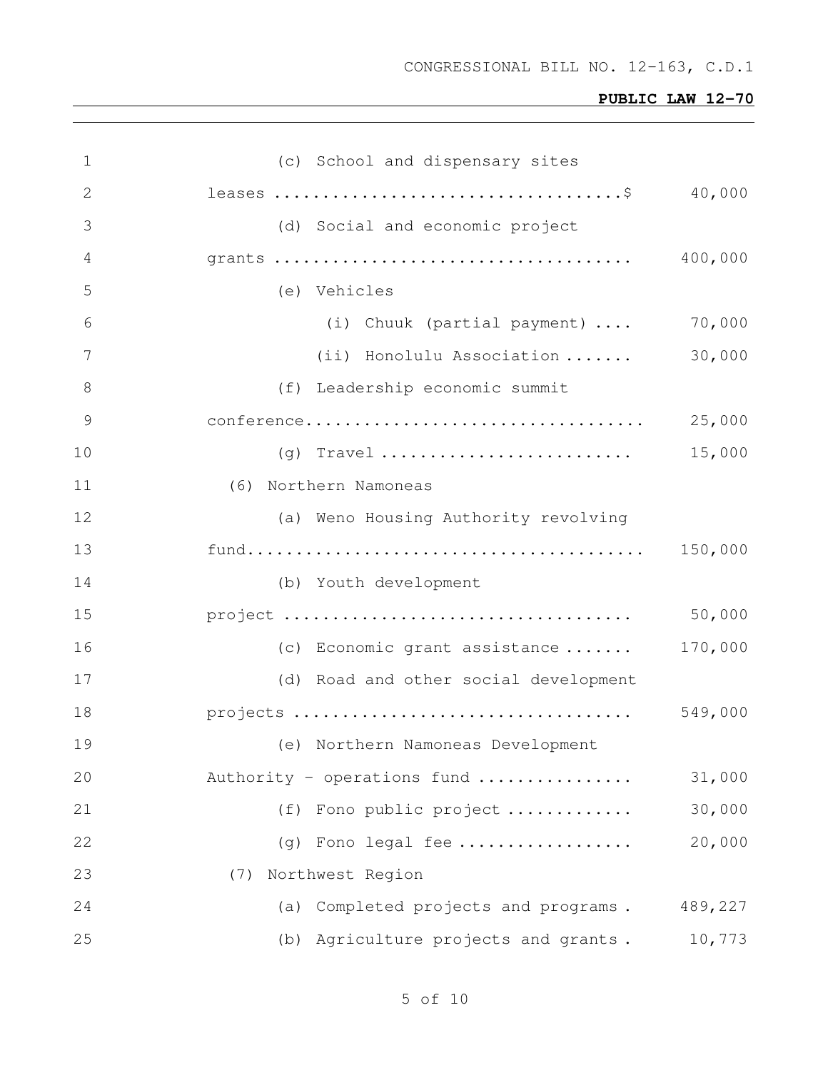(c) School and dispensary sites leases .................................... $ 40,000

(d) Social and economic project grants .................................... 400,000

(e) Vehicles

(i) Chuuk (partial payment) .... 70,000

(ii) Honolulu Association ....... 30,000

(f) Leadership economic summit conference.................................. 25,000

(g) Travel .......................... 15,000

(6) Northern Namoneas

(a) Weno Housing Authority revolving fund........................................ 150,000

(b) Youth development project .................................... 50,000

(c) Economic grant assistance ....... 170,000

(d) Road and other social development projects .................................. 549,000

(e) Northern Namoneas Development Authority - operations fund ................ 31,000

(f) Fono public project ............. 30,000

(g) Fono legal fee .................. 20,000

(7) Northwest Region

(a) Completed projects and programs . 489,227

(b) Agriculture projects and grants . 10,773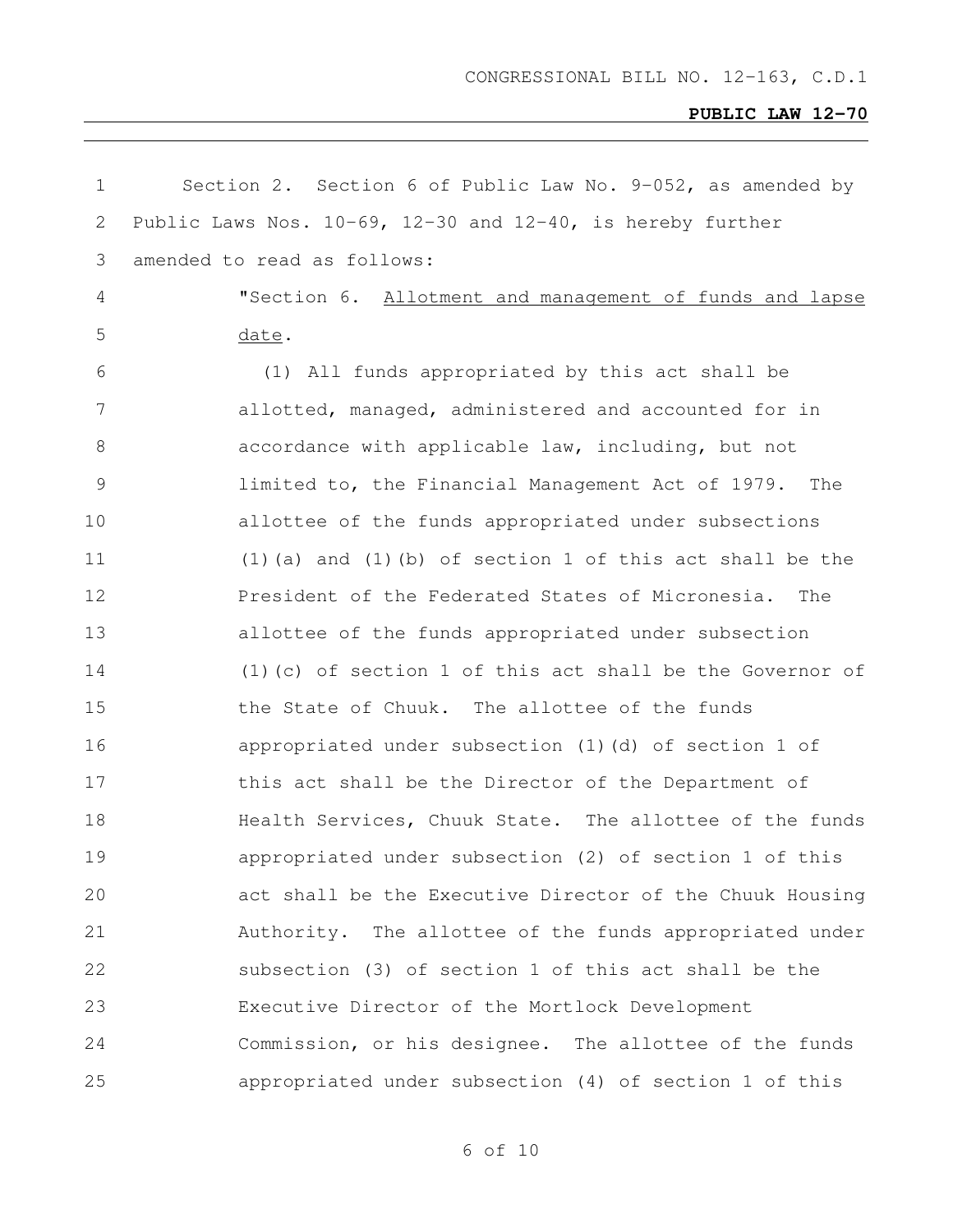Section 2. Section 6 of Public Law No. 9-052, as amended by Public Laws Nos. 10-69, 12-30 and 12-40, is hereby further amended to read as follows:

"Section 6. Allotment and management of funds and lapse date.

(1) All funds appropriated by this act shall be allotted, managed, administered and accounted for in accordance with applicable law, including, but not limited to, the Financial Management Act of 1979. The allottee of the funds appropriated under subsections (1)(a) and (1)(b) of section 1 of this act shall be the President of the Federated States of Micronesia. The allottee of the funds appropriated under subsection (1)(c) of section 1 of this act shall be the Governor of the State of Chuuk. The allottee of the funds appropriated under subsection (1)(d) of section 1 of this act shall be the Director of the Department of Health Services, Chuuk State. The allottee of the funds appropriated under subsection (2) of section 1 of this act shall be the Executive Director of the Chuuk Housing Authority. The allottee of the funds appropriated under subsection (3) of section 1 of this act shall be the Executive Director of the Mortlock Development Commission, or his designee. The allottee of the funds appropriated under subsection (4) of section 1 of this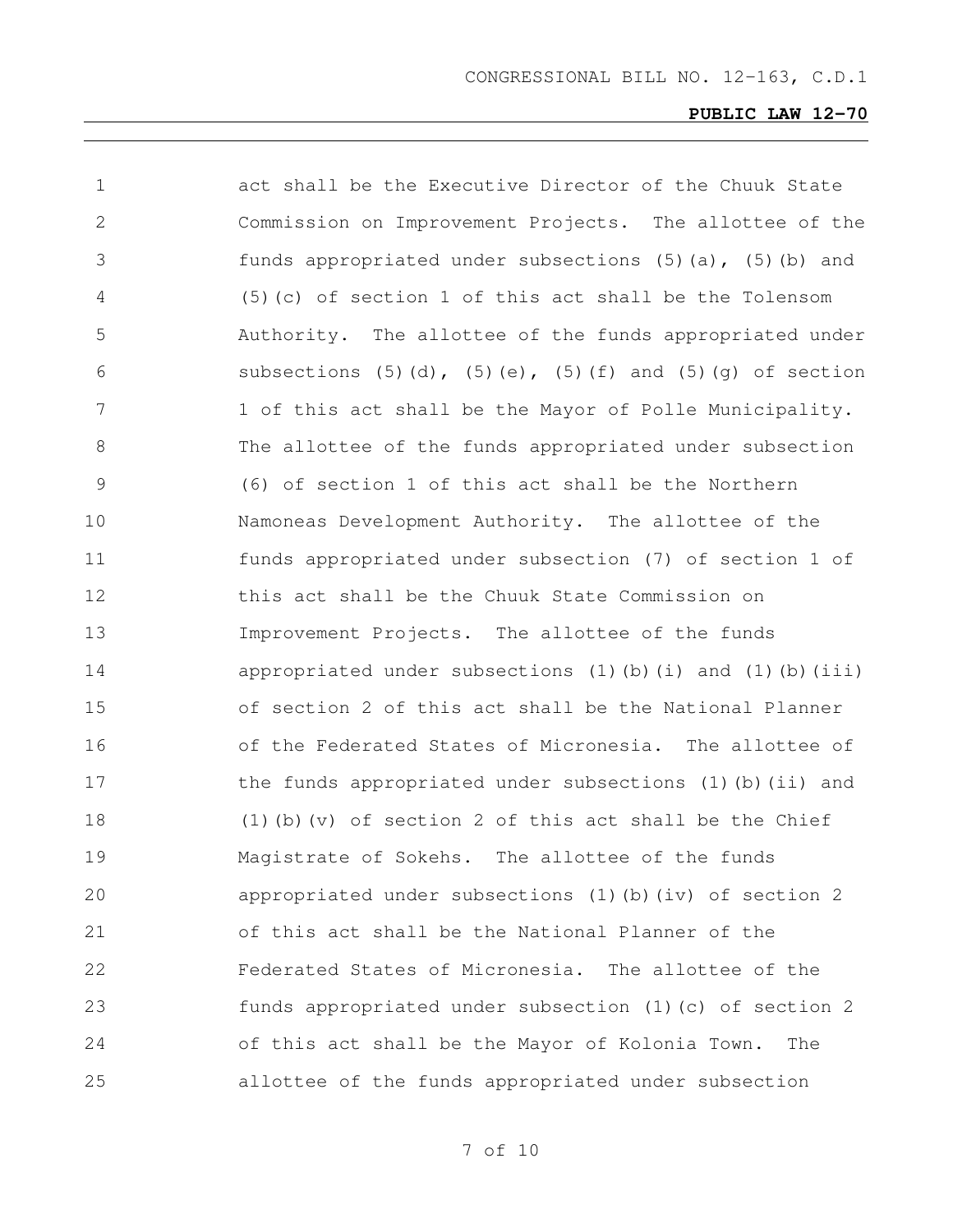act shall be the Executive Director of the Chuuk State Commission on Improvement Projects. The allottee of the funds appropriated under subsections (5)(a), (5)(b) and (5)(c) of section 1 of this act shall be the Tolensom Authority. The allottee of the funds appropriated under subsections (5)(d), (5)(e), (5)(f) and (5)(g) of section 1 of this act shall be the Mayor of Polle Municipality. The allottee of the funds appropriated under subsection (6) of section 1 of this act shall be the Northern Namoneas Development Authority. The allottee of the funds appropriated under subsection (7) of section 1 of this act shall be the Chuuk State Commission on Improvement Projects. The allottee of the funds appropriated under subsections (1)(b)(i) and (1)(b)(iii) of section 2 of this act shall be the National Planner of the Federated States of Micronesia. The allottee of the funds appropriated under subsections (1)(b)(ii) and (1)(b)(v) of section 2 of this act shall be the Chief Magistrate of Sokehs. The allottee of the funds appropriated under subsections (1)(b)(iv) of section 2 of this act shall be the National Planner of the Federated States of Micronesia. The allottee of the funds appropriated under subsection (1)(c) of section 2 of this act shall be the Mayor of Kolonia Town. The allottee of the funds appropriated under subsection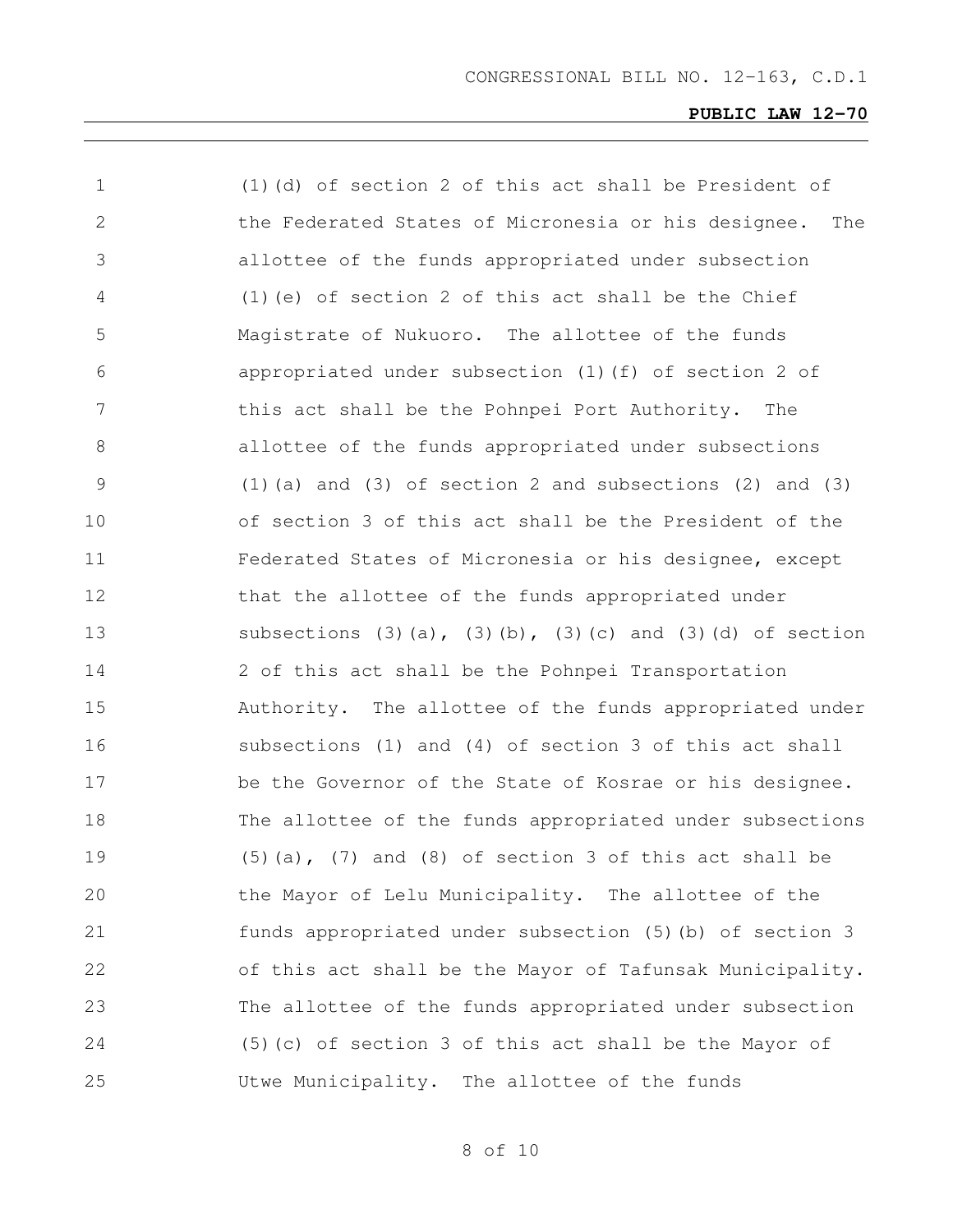(1)(d) of section 2 of this act shall be President of the Federated States of Micronesia or his designee. The allottee of the funds appropriated under subsection (1)(e) of section 2 of this act shall be the Chief Magistrate of Nukuoro. The allottee of the funds appropriated under subsection (1)(f) of section 2 of this act shall be the Pohnpei Port Authority. The allottee of the funds appropriated under subsections (1)(a) and (3) of section 2 and subsections (2) and (3) of section 3 of this act shall be the President of the Federated States of Micronesia or his designee, except that the allottee of the funds appropriated under subsections (3)(a), (3)(b), (3)(c) and (3)(d) of section 2 of this act shall be the Pohnpei Transportation Authority. The allottee of the funds appropriated under subsections (1) and (4) of section 3 of this act shall be the Governor of the State of Kosrae or his designee. The allottee of the funds appropriated under subsections (5)(a), (7) and (8) of section 3 of this act shall be the Mayor of Lelu Municipality. The allottee of the funds appropriated under subsection (5)(b) of section 3 of this act shall be the Mayor of Tafunsak Municipality. The allottee of the funds appropriated under subsection (5)(c) of section 3 of this act shall be the Mayor of Utwe Municipality. The allottee of the funds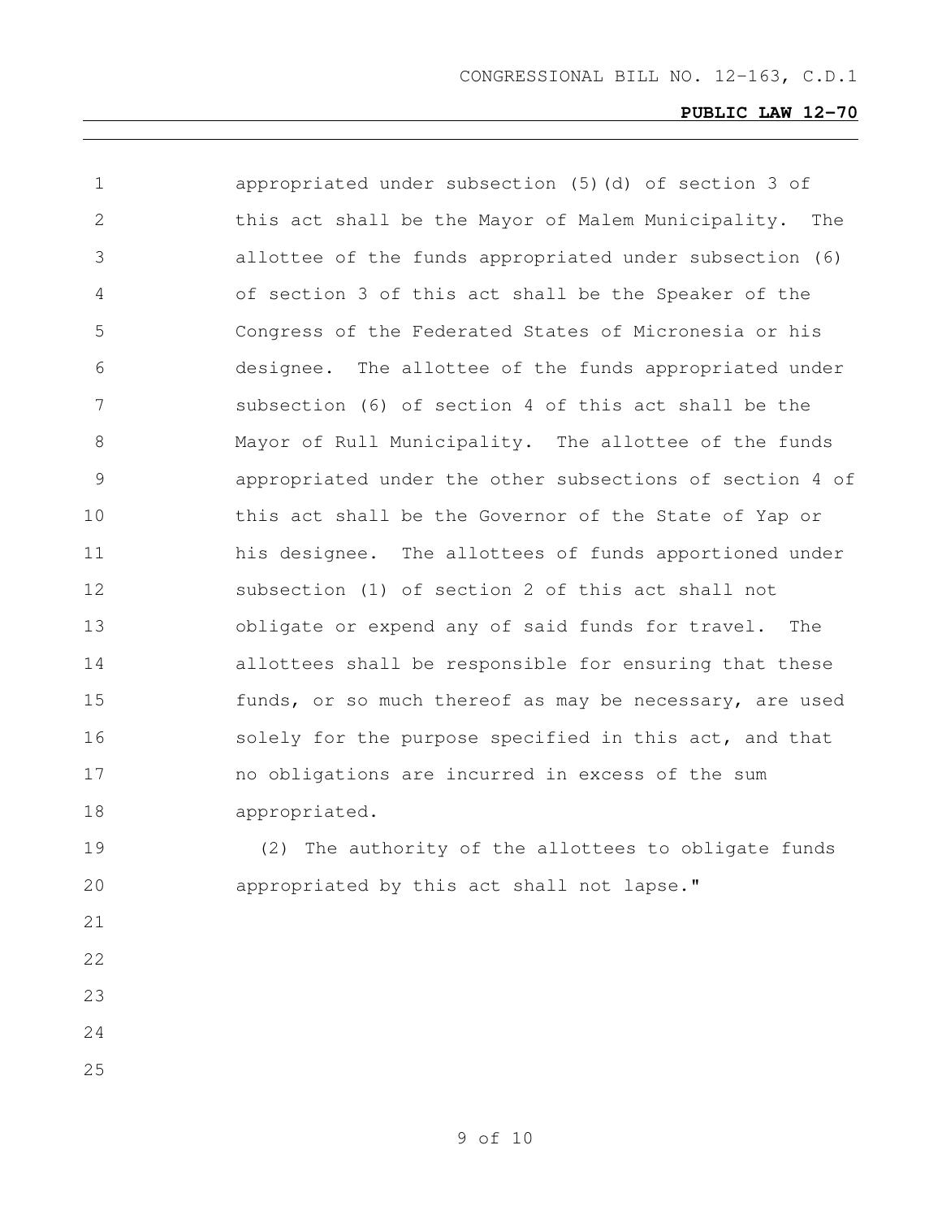appropriated under subsection (5)(d) of section 3 of this act shall be the Mayor of Malem Municipality. The allottee of the funds appropriated under subsection (6) of section 3 of this act shall be the Speaker of the Congress of the Federated States of Micronesia or his designee. The allottee of the funds appropriated under subsection (6) of section 4 of this act shall be the Mayor of Rull Municipality. The allottee of the funds appropriated under the other subsections of section 4 of this act shall be the Governor of the State of Yap or his designee. The allottees of funds apportioned under subsection (1) of section 2 of this act shall not obligate or expend any of said funds for travel. The allottees shall be responsible for ensuring that these funds, or so much thereof as may be necessary, are used solely for the purpose specified in this act, and that no obligations are incurred in excess of the sum appropriated.

(2) The authority of the allottees to obligate funds appropriated by this act shall not lapse."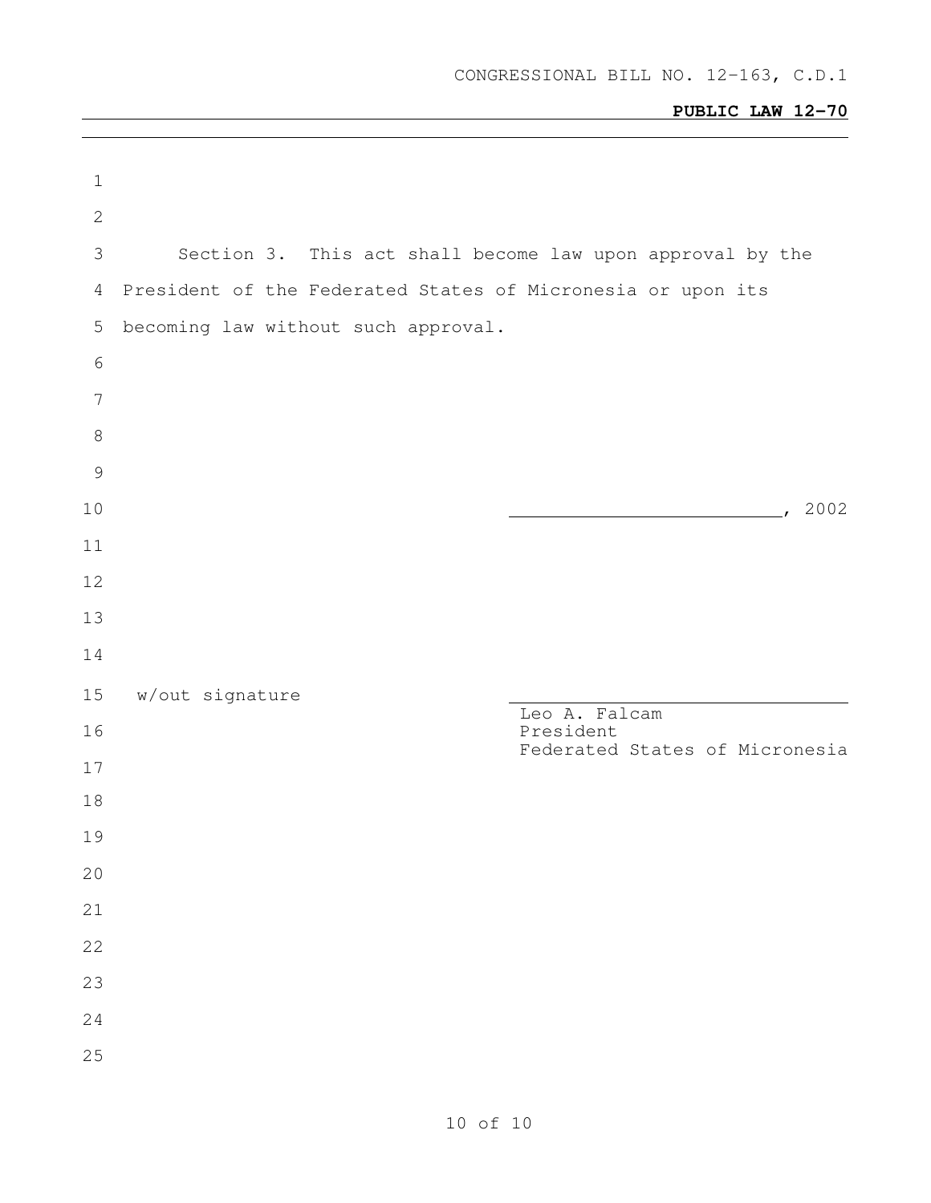Section 3. This act shall become law upon approval by the President of the Federated States of Micronesia or upon its becoming law without such approval.

\_\_\_\_\_\_\_\_\_\_\_\_\_\_\_\_\_\_\_\_\_\_\_\_\_\_, 2002

w/out signature

\_\_\_\_\_\_\_\_\_\_\_\_\_\_\_\_\_\_\_\_\_\_\_\_\_\_\_\_\_\_

Leo A. Falcam
President
Federated States of Micronesia